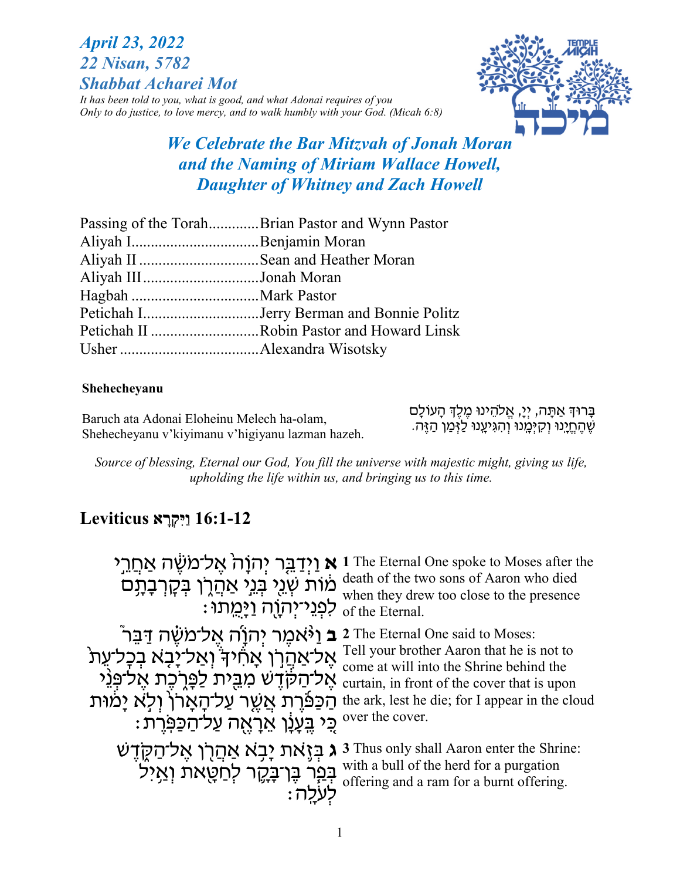***April 23, 2022***
***22 Nisan, 5782***
***Shabbat Acharei Mot***

*It has been told to you, what is good, and what Adonai requires of you*
*Only to do justice, to love mercy, and to walk humbly with your God. (Micah 6:8)*

## *We Celebrate the Bar Mitzvah of Jonah Moran and the Naming of Miriam Wallace Howell, Daughter of Whitney and Zach Howell*

Passing of the Torah.............Brian Pastor and Wynn Pastor
Aliyah I.................................Benjamin Moran
Aliyah II ...............................Sean and Heather Moran
Aliyah III..............................Jonah Moran
Hagbah .................................Mark Pastor
Petichah I..............................Jerry Berman and Bonnie Politz
Petichah II ............................Robin Pastor and Howard Linsk
Usher ....................................Alexandra Wisotsky

**Shehecheyanu**

Baruch ata Adonai Eloheinu Melech ha-olam,
Shehecheyanu v'kiyimanu v'higiyanu lazman hazeh.

בָּרוּךְ אַתָּה, יְיָ, אֱלֹהֵינוּ מֶלֶךְ הָעוֹלָם
שֶׁהֶחֱיָנוּ וְקִיְּמָנוּ וְהִגִּיעָנוּ לַזְּמַן הַזֶּה.

*Source of blessing, Eternal our God, You fill the universe with majestic might, giving us life, upholding the life within us, and bringing us to this time.*

## Leviticus וַיִּקְרָא 16:1-12

**א** וַיְדַבֵּר יְהוָה אֶל־מֹשֶׁה אַחֲרֵי מוֹת שְׁנֵי בְּנֵי אַהֲרֹן בְּקָרְבָתָם לִפְנֵי־יְהוָה וַיָּמֻתוּ׃

**1** The Eternal One spoke to Moses after the death of the two sons of Aaron who died when they drew too close to the presence of the Eternal.

**ב** וַיֹּאמֶר יְהוָה אֶל־מֹשֶׁה דַּבֵּר אֶל־אַהֲרֹן אָחִיךָ וְאַל־יָבֹא בְכָל־עֵת אֶל־הַקֹּדֶשׁ מִבֵּית לַפָּרֹכֶת אֶל־פְּנֵי הַכַּפֹּרֶת אֲשֶׁר עַל־הָאָרֹן וְלֹא יָמוּת כִּי בֶּעָנָן אֵרָאֶה עַל־הַכַּפֹּרֶת׃

**2** The Eternal One said to Moses: Tell your brother Aaron that he is not to come at will into the Shrine behind the curtain, in front of the cover that is upon the ark, lest he die; for I appear in the cloud over the cover.

**ג** בְּזֹאת יָבֹא אַהֲרֹן אֶל־הַקֹּדֶשׁ בְּפַר בֶּן־בָּקָר לְחַטָּאת וְאַיִל לְעֹלָה׃

**3** Thus only shall Aaron enter the Shrine: with a bull of the herd for a purgation offering and a ram for a burnt offering.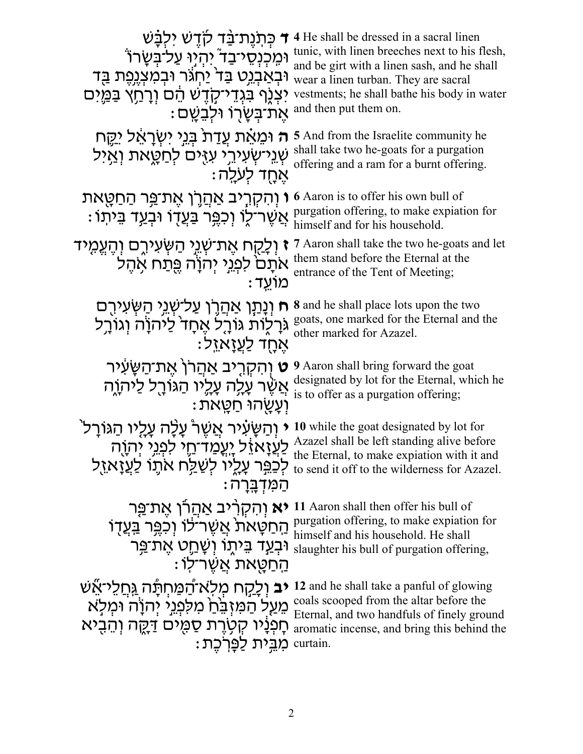**ד** כְּתֹנֶת־בַּד קֹדֶשׁ יִלְבָּשׁ וּמִכְנְסֵי־בַד יִהְיוּ עַל־בְּשָׂרוֹ וּבְאַבְנֵט בַּד יַחְגֹּר וּבְמִצְנֶפֶת בַּד יִצְנֹף בִּגְדֵי־קֹדֶשׁ הֵם וְרָחַץ בַּמַּיִם אֶת־בְּשָׂרוֹ וּלְבֵשָׁם׃

**4** He shall be dressed in a sacral linen tunic, with linen breeches next to his flesh, and be girt with a linen sash, and he shall wear a linen turban. They are sacral vestments; he shall bathe his body in water and then put them on.

**ה** וּמֵאֵת עֲדַת בְּנֵי יִשְׂרָאֵל יִקַּח שְׁנֵי־שְׂעִירֵי עִזִּים לְחַטָּאת וְאַיִל אֶחָד לְעֹלָה׃

**5** And from the Israelite community he shall take two he-goats for a purgation offering and a ram for a burnt offering.

**ו** וְהִקְרִיב אַהֲרֹן אֶת־פַּר הַחַטָּאת אֲשֶׁר־לוֹ וְכִפֶּר בַּעֲדוֹ וּבְעַד בֵּיתוֹ׃

**6** Aaron is to offer his own bull of purgation offering, to make expiation for himself and for his household.

**ז** וְלָקַח אֶת־שְׁנֵי הַשְּׂעִירִם וְהֶעֱמִיד אֹתָם לִפְנֵי יְהוָה פֶּתַח אֹהֶל מוֹעֵד׃

**7** Aaron shall take the two he-goats and let them stand before the Eternal at the entrance of the Tent of Meeting;

**ח** וְנָתַן אַהֲרֹן עַל־שְׁנֵי הַשְּׂעִירִם גֹּרָלוֹת גּוֹרָל אֶחָד לַיהוָה וְגוֹרָל אֶחָד לַעֲזָאזֵל׃

**8** and he shall place lots upon the two goats, one marked for the Eternal and the other marked for Azazel.

**ט** וְהִקְרִיב אַהֲרֹן אֶת־הַשָּׂעִיר אֲשֶׁר עָלָה עָלָיו הַגּוֹרָל לַיהוָה וְעָשָׂהוּ חַטָּאת׃

**9** Aaron shall bring forward the goat designated by lot for the Eternal, which he is to offer as a purgation offering;

**י** וְהַשָּׂעִיר אֲשֶׁר עָלָה עָלָיו הַגּוֹרָל לַעֲזָאזֵל יָעֳמַד־חַי לִפְנֵי יְהוָה לְכַפֵּר עָלָיו לְשַׁלַּח אֹתוֹ לַעֲזָאזֵל הַמִּדְבָּרָה׃

**10** while the goat designated by lot for Azazel shall be left standing alive before the Eternal, to make expiation with it and to send it off to the wilderness for Azazel.

**יא** וְהִקְרִיב אַהֲרֹן אֶת־פַּר הַחַטָּאת אֲשֶׁר־לוֹ וְכִפֶּר בַּעֲדוֹ וּבְעַד בֵּיתוֹ וְשָׁחַט אֶת־פַּר הַחַטָּאת אֲשֶׁר־לוֹ׃

**11** Aaron shall then offer his bull of purgation offering, to make expiation for himself and his household. He shall slaughter his bull of purgation offering,

**יב** וְלָקַח מְלֹא־הַמַּחְתָּה גַּחֲלֵי־אֵשׁ מֵעַל הַמִּזְבֵּחַ מִלִּפְנֵי יְהוָה וּמְלֹא חָפְנָיו קְטֹרֶת סַמִּים דַּקָּה וְהֵבִיא מִבֵּית לַפָּרֹכֶת׃

**12** and he shall take a panful of glowing coals scooped from the altar before the Eternal, and two handfuls of finely ground aromatic incense, and bring this behind the curtain.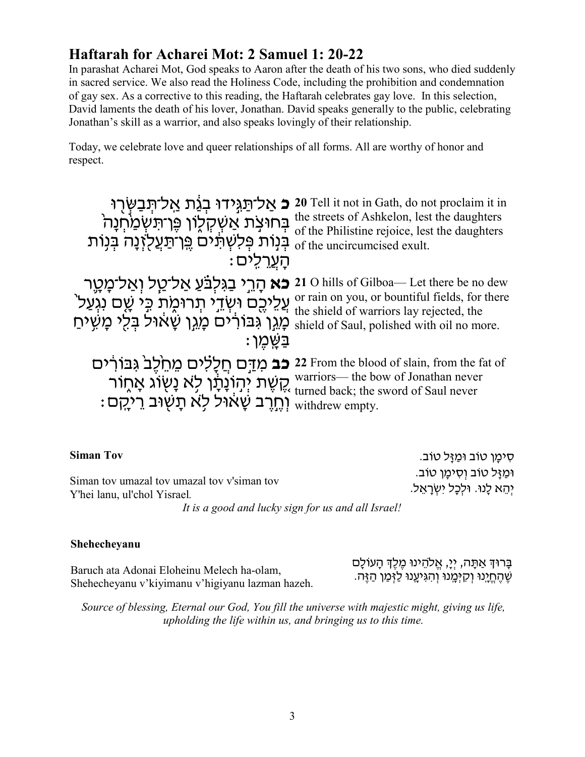## Haftarah for Acharei Mot: 2 Samuel 1: 20-22

In parashat Acharei Mot, God speaks to Aaron after the death of his two sons, who died suddenly in sacred service. We also read the Holiness Code, including the prohibition and condemnation of gay sex. As a corrective to this reading, the Haftarah celebrates gay love. In this selection, David laments the death of his lover, Jonathan. David speaks generally to the public, celebrating Jonathan's skill as a warrior, and also speaks lovingly of their relationship.

Today, we celebrate love and queer relationships of all forms. All are worthy of honor and respect.

| | |
|---|---|
| **כ** אַל־תַּגִּידוּ בְגַת אַל־תְּבַשְּׂרוּ בְּחוּצֹת אַשְׁקְלוֹן פֶּן־תִּשְׂמַחְנָה בְּנוֹת פְּלִשְׁתִּים פֶּן־תַּעֲלֹזְנָה בְּנוֹת הָעֲרֵלִים׃ | **20** Tell it not in Gath, do not proclaim it in the streets of Ashkelon, lest the daughters of the Philistine rejoice, lest the daughters of the uncircumcised exult. |
| **כא** הָרֵי בַגִּלְבֹּעַ אַל־טַל וְאַל־מָטָר עֲלֵיכֶם וּשְׂדֵי תְרוּמֹת כִּי שָׁם נִגְעַל מָגֵן גִּבּוֹרִים מָגֵן שָׁאוּל בְּלִי מָשִׁיחַ בַּשָּׁמֶן׃ | **21** O hills of Gilboa— Let there be no dew or rain on you, or bountiful fields, for there the shield of warriors lay rejected, the shield of Saul, polished with oil no more. |
| **כב** מִדַּם חֲלָלִים מֵחֵלֶב גִּבּוֹרִים קֶשֶׁת יְהוֹנָתָן לֹא נָשׂוֹג אָחוֹר וְחֶרֶב שָׁאוּל לֹא תָשׁוּב רֵיקָם׃ | **22** From the blood of slain, from the fat of warriors— the bow of Jonathan never turned back; the sword of Saul never withdrew empty. |

**Siman Tov**

סִימָן טוֹב וּמַזָּל טוֹב.
וּמַזָּל טוֹב וְסִימָן טוֹב.
יְהֵא לָנוּ. וּלְכָל יִשְׂרָאֵל.

Siman tov umazal tov umazal tov v'siman tov
Y'hei lanu, ul'chol Yisrael.

*It is a good and lucky sign for us and all Israel!*

**Shehecheyanu**

בָּרוּךְ אַתָּה, יְיָ, אֱלֹהֵינוּ מֶלֶךְ הָעוֹלָם
שֶׁהֶחֱיָנוּ וְקִיְּמָנוּ וְהִגִּיעָנוּ לַזְּמַן הַזֶּה.

Baruch ata Adonai Eloheinu Melech ha-olam,
Shehecheyanu v'kiyimanu v'higiyanu lazman hazeh.

*Source of blessing, Eternal our God, You fill the universe with majestic might, giving us life, upholding the life within us, and bringing us to this time.*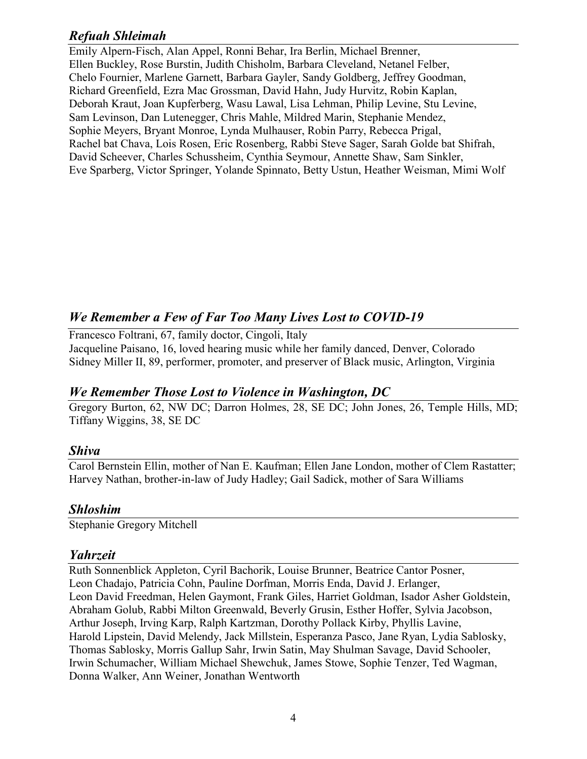## *Refuah Shleimah*

Emily Alpern-Fisch, Alan Appel, Ronni Behar, Ira Berlin, Michael Brenner, Ellen Buckley, Rose Burstin, Judith Chisholm, Barbara Cleveland, Netanel Felber, Chelo Fournier, Marlene Garnett, Barbara Gayler, Sandy Goldberg, Jeffrey Goodman, Richard Greenfield, Ezra Mac Grossman, David Hahn, Judy Hurvitz, Robin Kaplan, Deborah Kraut, Joan Kupferberg, Wasu Lawal, Lisa Lehman, Philip Levine, Stu Levine, Sam Levinson, Dan Lutenegger, Chris Mahle, Mildred Marin, Stephanie Mendez, Sophie Meyers, Bryant Monroe, Lynda Mulhauser, Robin Parry, Rebecca Prigal, Rachel bat Chava, Lois Rosen, Eric Rosenberg, Rabbi Steve Sager, Sarah Golde bat Shifrah, David Scheever, Charles Schussheim, Cynthia Seymour, Annette Shaw, Sam Sinkler, Eve Sparberg, Victor Springer, Yolande Spinnato, Betty Ustun, Heather Weisman, Mimi Wolf

## *We Remember a Few of Far Too Many Lives Lost to COVID-19*

Francesco Foltrani, 67, family doctor, Cingoli, Italy
Jacqueline Paisano, 16, loved hearing music while her family danced, Denver, Colorado
Sidney Miller II, 89, performer, promoter, and preserver of Black music, Arlington, Virginia

## *We Remember Those Lost to Violence in Washington, DC*

Gregory Burton, 62, NW DC; Darron Holmes, 28, SE DC; John Jones, 26, Temple Hills, MD; Tiffany Wiggins, 38, SE DC

## *Shiva*

Carol Bernstein Ellin, mother of Nan E. Kaufman; Ellen Jane London, mother of Clem Rastatter; Harvey Nathan, brother-in-law of Judy Hadley; Gail Sadick, mother of Sara Williams

## *Shloshim*

Stephanie Gregory Mitchell

## *Yahrzeit*

Ruth Sonnenblick Appleton, Cyril Bachorik, Louise Brunner, Beatrice Cantor Posner, Leon Chadajo, Patricia Cohn, Pauline Dorfman, Morris Enda, David J. Erlanger, Leon David Freedman, Helen Gaymont, Frank Giles, Harriet Goldman, Isador Asher Goldstein, Abraham Golub, Rabbi Milton Greenwald, Beverly Grusin, Esther Hoffer, Sylvia Jacobson, Arthur Joseph, Irving Karp, Ralph Kartzman, Dorothy Pollack Kirby, Phyllis Lavine, Harold Lipstein, David Melendy, Jack Millstein, Esperanza Pasco, Jane Ryan, Lydia Sablosky, Thomas Sablosky, Morris Gallup Sahr, Irwin Satin, May Shulman Savage, David Schooler, Irwin Schumacher, William Michael Shewchuk, James Stowe, Sophie Tenzer, Ted Wagman, Donna Walker, Ann Weiner, Jonathan Wentworth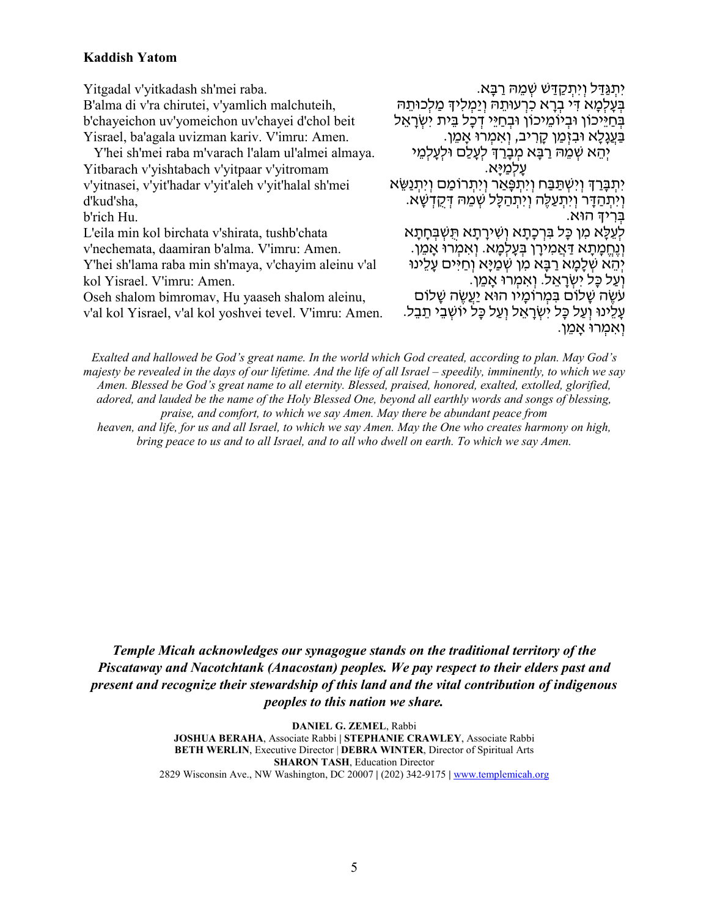**Kaddish Yatom**

Yitgadal v'yitkadash sh'mei raba.
B'alma di v'ra chirutei, v'yamlich malchuteih,
b'chayeichon uv'yomeichon uv'chayei d'chol beit
Yisrael, ba'agala uvizman kariv. V'imru: Amen.
Y'hei sh'mei raba m'varach l'alam ul'almei almaya.
Yitbarach v'yishtabach v'yitpaar v'yitromam
v'yitnasei, v'yit'hadar v'yit'aleh v'yit'halal sh'mei
d'kud'sha,
b'rich Hu.
L'eila min kol birchata v'shirata, tushb'chata
v'nechemata, daamiran b'alma. V'imru: Amen.
Y'hei sh'lama raba min sh'maya, v'chayim aleinu v'al
kol Yisrael. V'imru: Amen.
Oseh shalom bimromav, Hu yaaseh shalom aleinu,
v'al kol Yisrael, v'al kol yoshvei tevel. V'imru: Amen.

יִתְגַּדַּל וְיִתְקַדַּשׁ שְׁמֵהּ רַבָּא.
בְּעָלְמָא דִּי בְרָא כִרְעוּתֵהּ וְיַמְלִיךְ מַלְכוּתֵהּ
בְּחַיֵּיכוֹן וּבְיוֹמֵיכוֹן וּבְחַיֵּי דְכָל בֵּית יִשְׂרָאֵל
בַּעֲגָלָא וּבִזְמַן קָרִיב, וְאִמְרוּ אָמֵן.
יְהֵא שְׁמֵהּ רַבָּא מְבָרַךְ לְעָלַם וּלְעָלְמֵי
עָלְמַיָּא.
יִתְבָּרַךְ וְיִשְׁתַּבַּח וְיִתְפָּאַר וְיִתְרוֹמַם וְיִתְנַשֵּׂא
וְיִתְהַדָּר וְיִתְעַלֶּה וְיִתְהַלָּל שְׁמֵהּ דְּקֻדְשָׁא.
בְּרִיךְ הוּא.
לְעֵלָּא מִן כָּל בִּרְכָתָא וְשִׁירָתָא תֻּשְׁבְּחָתָא
וְנֶחֱמָתָא דַּאֲמִירָן בְּעָלְמָא. וְאִמְרוּ אָמֵן.
יְהֵא שְׁלָמָא רַבָּא מִן שְׁמַיָּא וְחַיִּים עָלֵינוּ
וְעַל כָּל יִשְׂרָאֵל. וְאִמְרוּ אָמֵן.
עֹשֶׂה שָׁלוֹם בִּמְרוֹמָיו הוּא יַעֲשֶׂה שָׁלוֹם
עָלֵינוּ וְעַל כָּל יִשְׂרָאֵל וְעַל כָּל יוֹשְׁבֵי תֵבֵל.
וְאִמְרוּ אָמֵן.

*Exalted and hallowed be God's great name. In the world which God created, according to plan. May God's majesty be revealed in the days of our lifetime. And the life of all Israel – speedily, imminently, to which we say Amen. Blessed be God's great name to all eternity. Blessed, praised, honored, exalted, extolled, glorified, adored, and lauded be the name of the Holy Blessed One, beyond all earthly words and songs of blessing, praise, and comfort, to which we say Amen. May there be abundant peace from heaven, and life, for us and all Israel, to which we say Amen. May the One who creates harmony on high, bring peace to us and to all Israel, and to all who dwell on earth. To which we say Amen.*

***Temple Micah acknowledges our synagogue stands on the traditional territory of the Piscataway and Nacotchtank (Anacostan) peoples. We pay respect to their elders past and present and recognize their stewardship of this land and the vital contribution of indigenous peoples to this nation we share.***

**DANIEL G. ZEMEL**, Rabbi
**JOSHUA BERAHA**, Associate Rabbi | **STEPHANIE CRAWLEY**, Associate Rabbi
**BETH WERLIN**, Executive Director | **DEBRA WINTER**, Director of Spiritual Arts
**SHARON TASH**, Education Director
2829 Wisconsin Ave., NW Washington, DC 20007 | (202) 342-9175 | www.templemicah.org